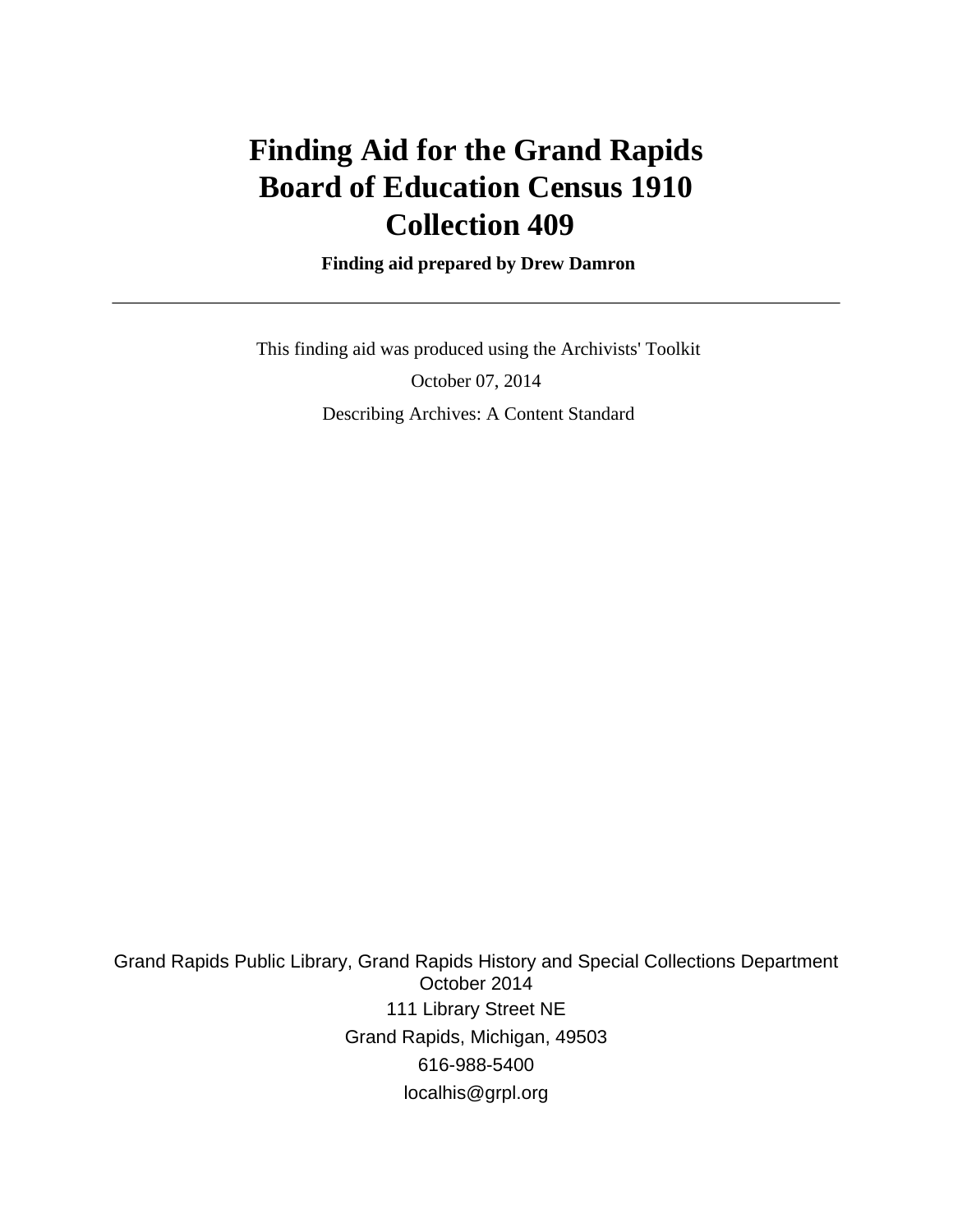# Finding Aid for the Grand Rapids Board of Education Census 1910 Collection 409

**Finding aid prepared by Drew Damron**

---

This finding aid was produced using the Archivists' Toolkit

October 07, 2014

Describing Archives: A Content Standard

Grand Rapids Public Library, Grand Rapids History and Special Collections Department
October 2014

111 Library Street NE

Grand Rapids, Michigan, 49503

616-988-5400

localhis@grpl.org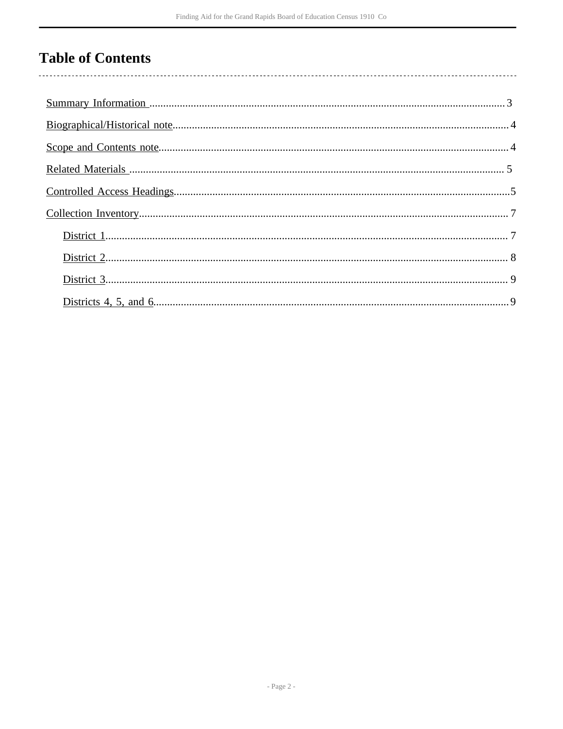# Table of Contents

- Summary Information ... 3
- Biographical/Historical note ... 4
- Scope and Contents note ... 4
- Related Materials ... 5
- Controlled Access Headings ... 5
- Collection Inventory ... 7
    - District 1 ... 7
    - District 2 ... 8
    - District 3 ... 9
    - Districts 4, 5, and 6 ... 9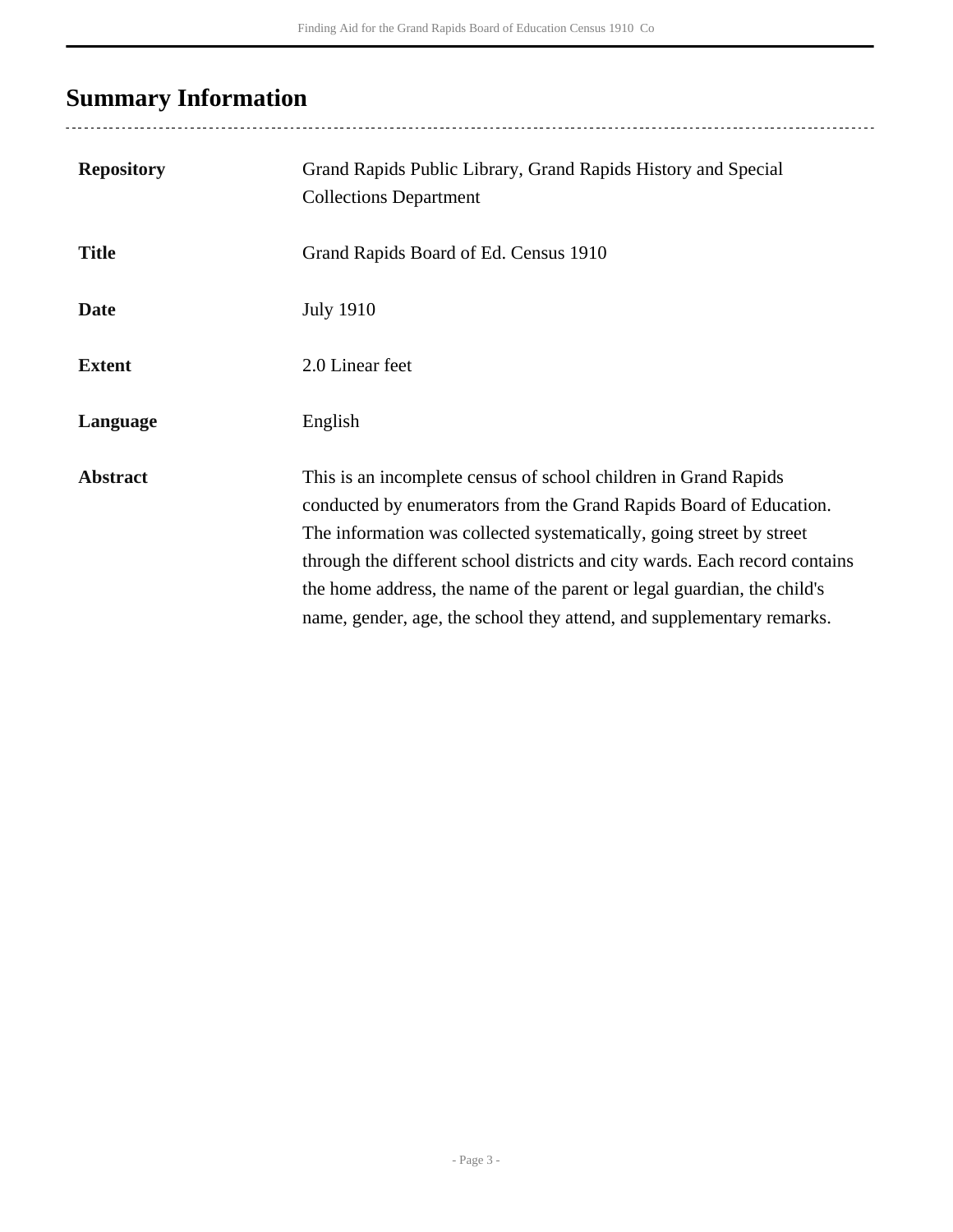## Summary Information

| | |
|---|---|
| **Repository** | Grand Rapids Public Library, Grand Rapids History and Special Collections Department |
| **Title** | Grand Rapids Board of Ed. Census 1910 |
| **Date** | July 1910 |
| **Extent** | 2.0 Linear feet |
| **Language** | English |
| **Abstract** | This is an incomplete census of school children in Grand Rapids conducted by enumerators from the Grand Rapids Board of Education. The information was collected systematically, going street by street through the different school districts and city wards. Each record contains the home address, the name of the parent or legal guardian, the child's name, gender, age, the school they attend, and supplementary remarks. |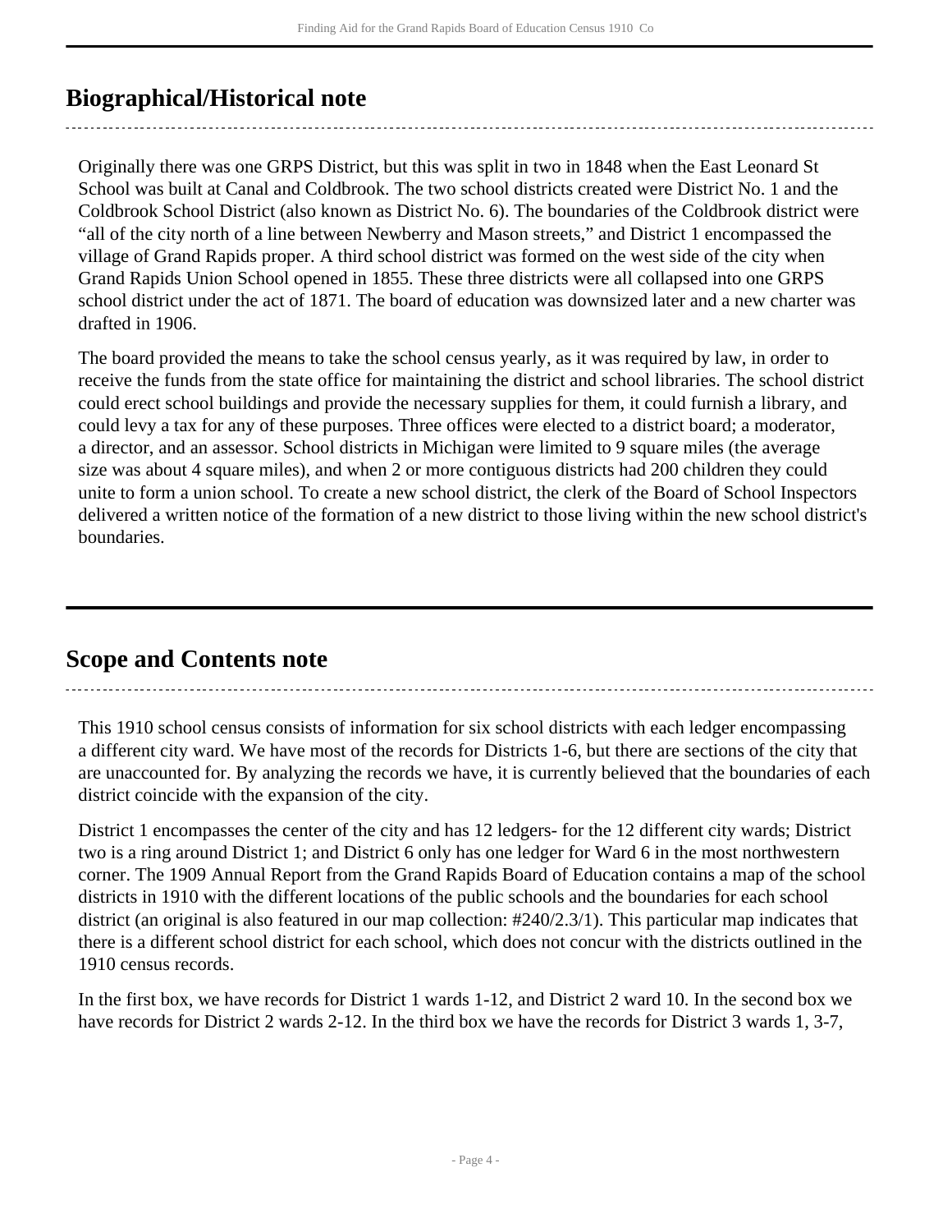## Biographical/Historical note

Originally there was one GRPS District, but this was split in two in 1848 when the East Leonard St School was built at Canal and Coldbrook. The two school districts created were District No. 1 and the Coldbrook School District (also known as District No. 6). The boundaries of the Coldbrook district were "all of the city north of a line between Newberry and Mason streets," and District 1 encompassed the village of Grand Rapids proper. A third school district was formed on the west side of the city when Grand Rapids Union School opened in 1855. These three districts were all collapsed into one GRPS school district under the act of 1871. The board of education was downsized later and a new charter was drafted in 1906.

The board provided the means to take the school census yearly, as it was required by law, in order to receive the funds from the state office for maintaining the district and school libraries. The school district could erect school buildings and provide the necessary supplies for them, it could furnish a library, and could levy a tax for any of these purposes. Three offices were elected to a district board; a moderator, a director, and an assessor. School districts in Michigan were limited to 9 square miles (the average size was about 4 square miles), and when 2 or more contiguous districts had 200 children they could unite to form a union school. To create a new school district, the clerk of the Board of School Inspectors delivered a written notice of the formation of a new district to those living within the new school district's boundaries.

## Scope and Contents note

This 1910 school census consists of information for six school districts with each ledger encompassing a different city ward. We have most of the records for Districts 1-6, but there are sections of the city that are unaccounted for. By analyzing the records we have, it is currently believed that the boundaries of each district coincide with the expansion of the city.

District 1 encompasses the center of the city and has 12 ledgers- for the 12 different city wards; District two is a ring around District 1; and District 6 only has one ledger for Ward 6 in the most northwestern corner. The 1909 Annual Report from the Grand Rapids Board of Education contains a map of the school districts in 1910 with the different locations of the public schools and the boundaries for each school district (an original is also featured in our map collection: #240/2.3/1). This particular map indicates that there is a different school district for each school, which does not concur with the districts outlined in the 1910 census records.

In the first box, we have records for District 1 wards 1-12, and District 2 ward 10. In the second box we have records for District 2 wards 2-12. In the third box we have the records for District 3 wards 1, 3-7,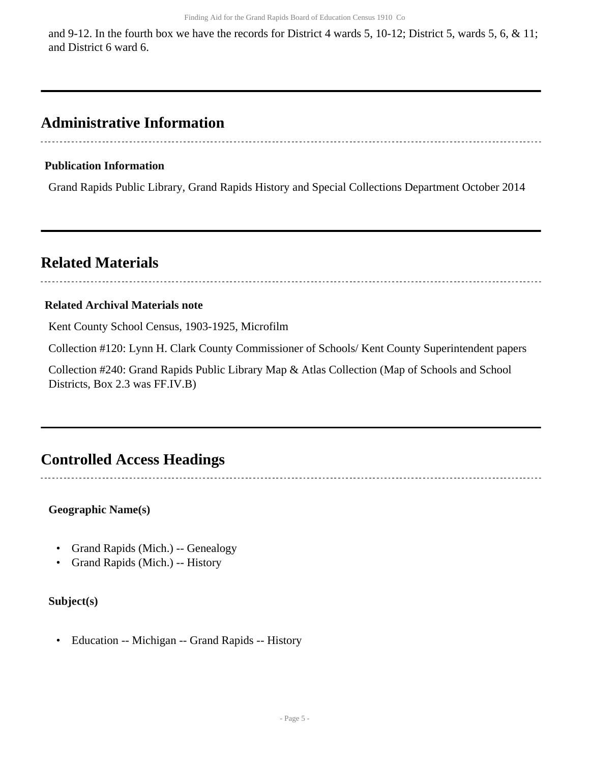and 9-12. In the fourth box we have the records for District 4 wards 5, 10-12; District 5, wards 5, 6, & 11; and District 6 ward 6.

## Administrative Information

**Publication Information**

Grand Rapids Public Library, Grand Rapids History and Special Collections Department October 2014

## Related Materials

**Related Archival Materials note**

Kent County School Census, 1903-1925, Microfilm

Collection #120: Lynn H. Clark County Commissioner of Schools/ Kent County Superintendent papers

Collection #240: Grand Rapids Public Library Map & Atlas Collection (Map of Schools and School Districts, Box 2.3 was FF.IV.B)

## Controlled Access Headings

**Geographic Name(s)**

- Grand Rapids (Mich.) -- Genealogy
- Grand Rapids (Mich.) -- History

**Subject(s)**

- Education -- Michigan -- Grand Rapids -- History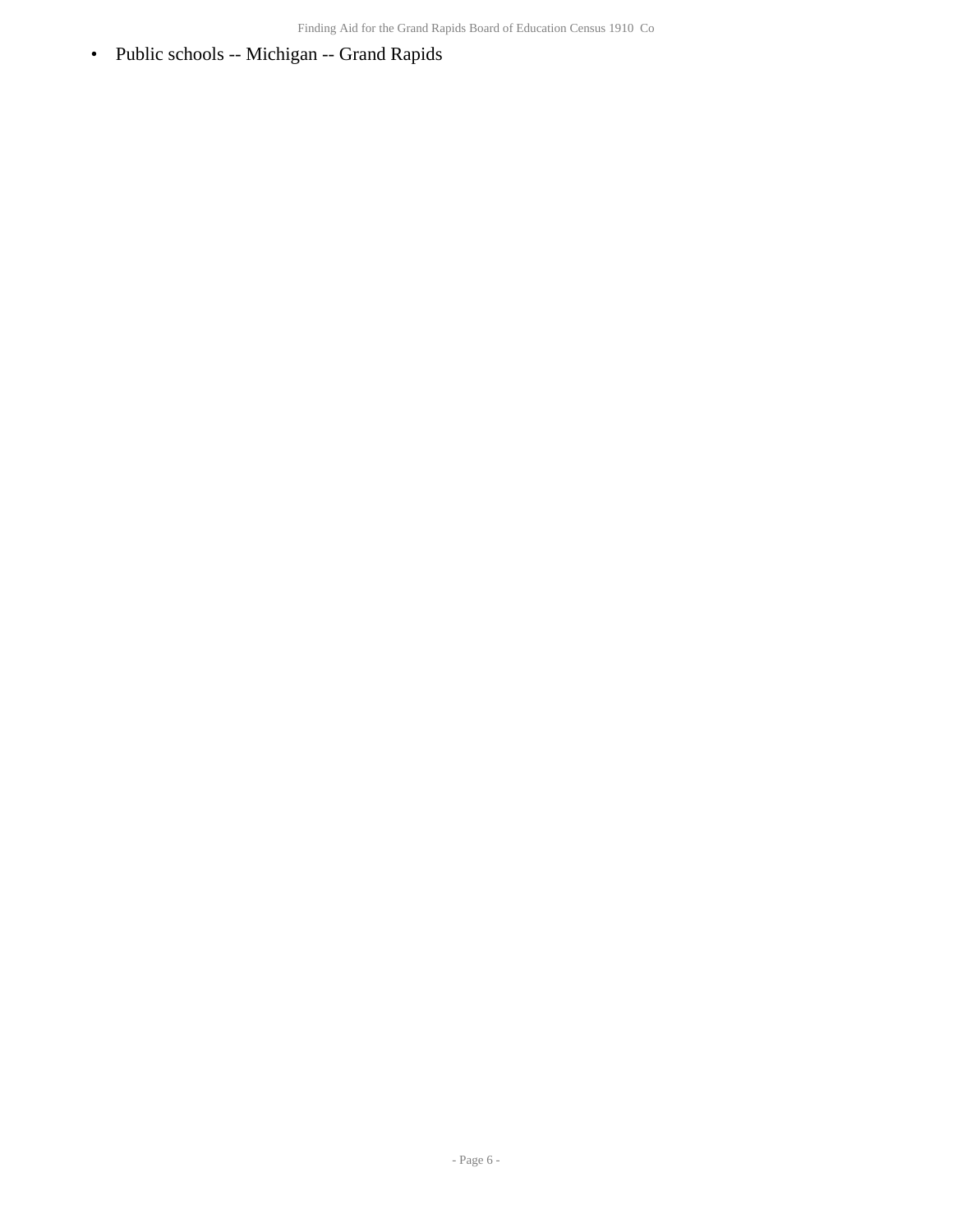- Public schools -- Michigan -- Grand Rapids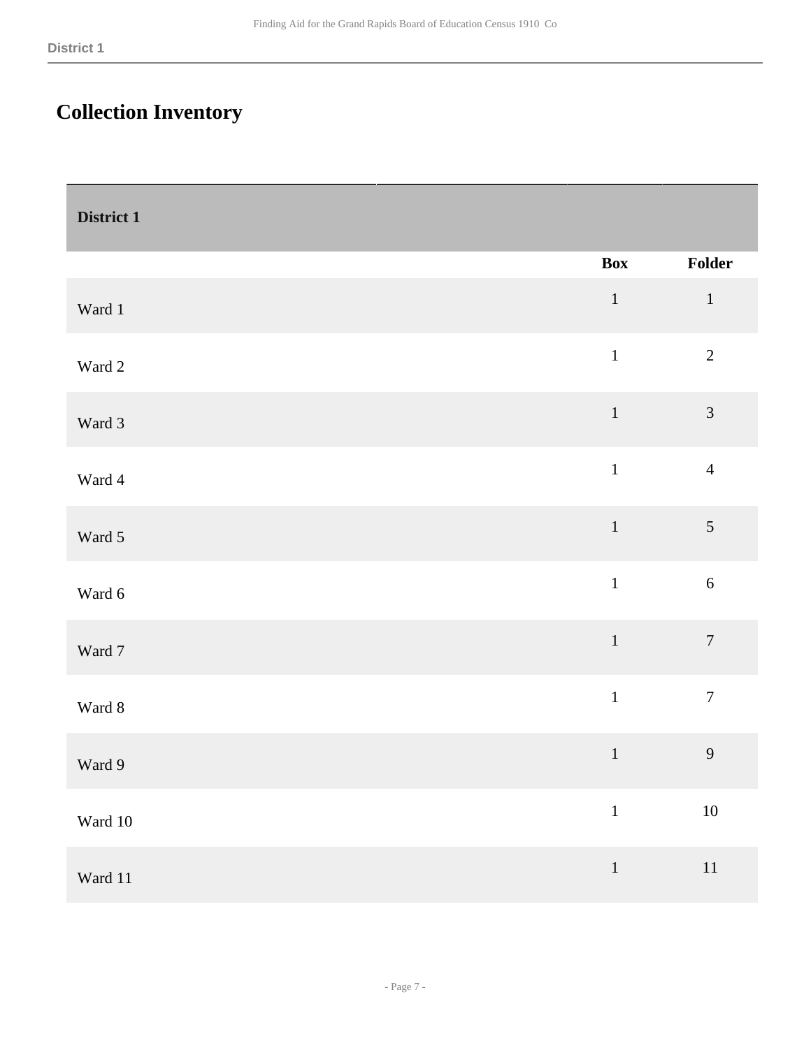# Collection Inventory

| District 1 | | |
|---|---|---|
| | Box | Folder |
| Ward 1 | 1 | 1 |
| Ward 2 | 1 | 2 |
| Ward 3 | 1 | 3 |
| Ward 4 | 1 | 4 |
| Ward 5 | 1 | 5 |
| Ward 6 | 1 | 6 |
| Ward 7 | 1 | 7 |
| Ward 8 | 1 | 7 |
| Ward 9 | 1 | 9 |
| Ward 10 | 1 | 10 |
| Ward 11 | 1 | 11 |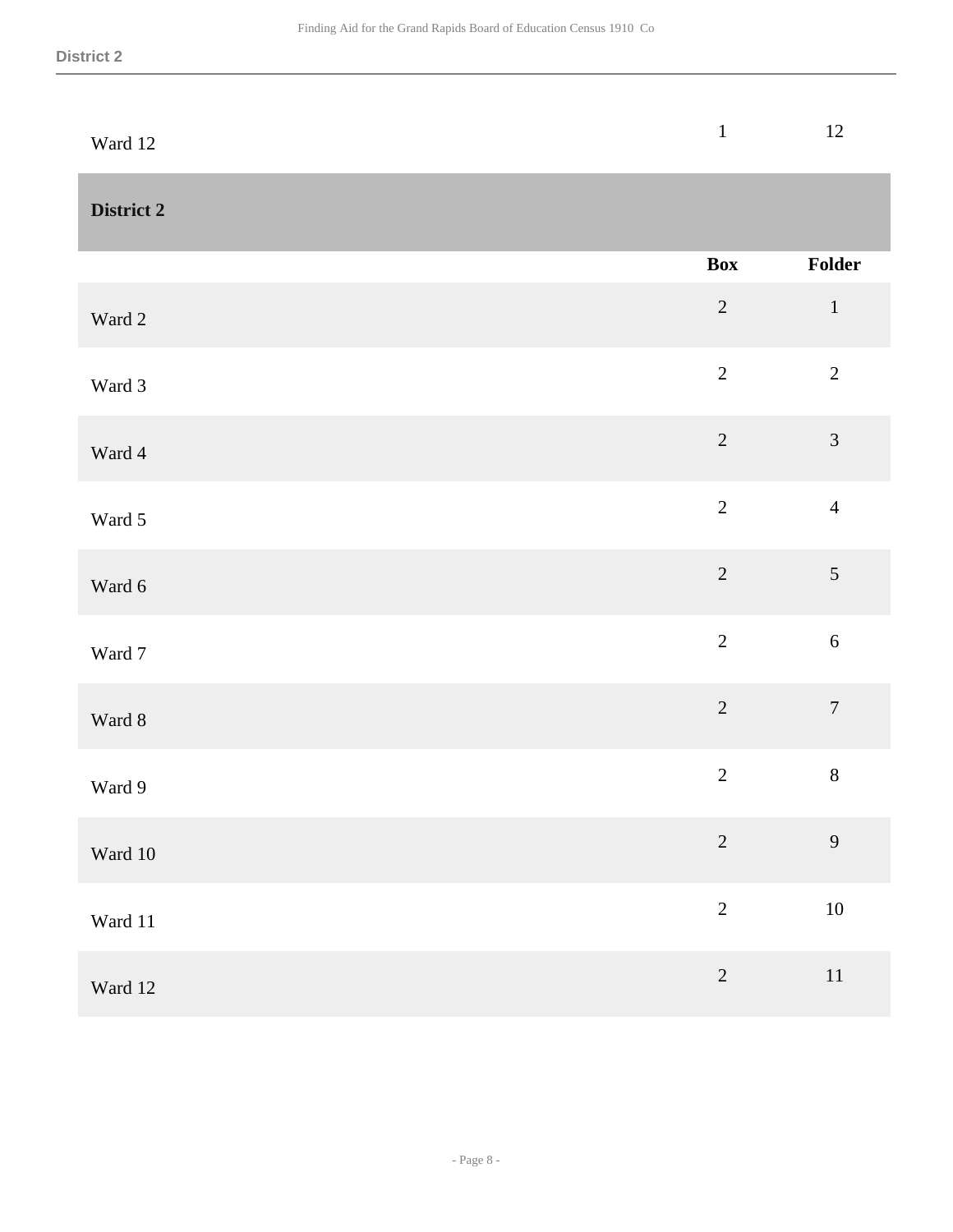| | Box | Folder |
|---|---|---|
| Ward 12 | 1 | 12 |

**District 2**

| | Box | Folder |
|---|---|---|
| Ward 2 | 2 | 1 |
| Ward 3 | 2 | 2 |
| Ward 4 | 2 | 3 |
| Ward 5 | 2 | 4 |
| Ward 6 | 2 | 5 |
| Ward 7 | 2 | 6 |
| Ward 8 | 2 | 7 |
| Ward 9 | 2 | 8 |
| Ward 10 | 2 | 9 |
| Ward 11 | 2 | 10 |
| Ward 12 | 2 | 11 |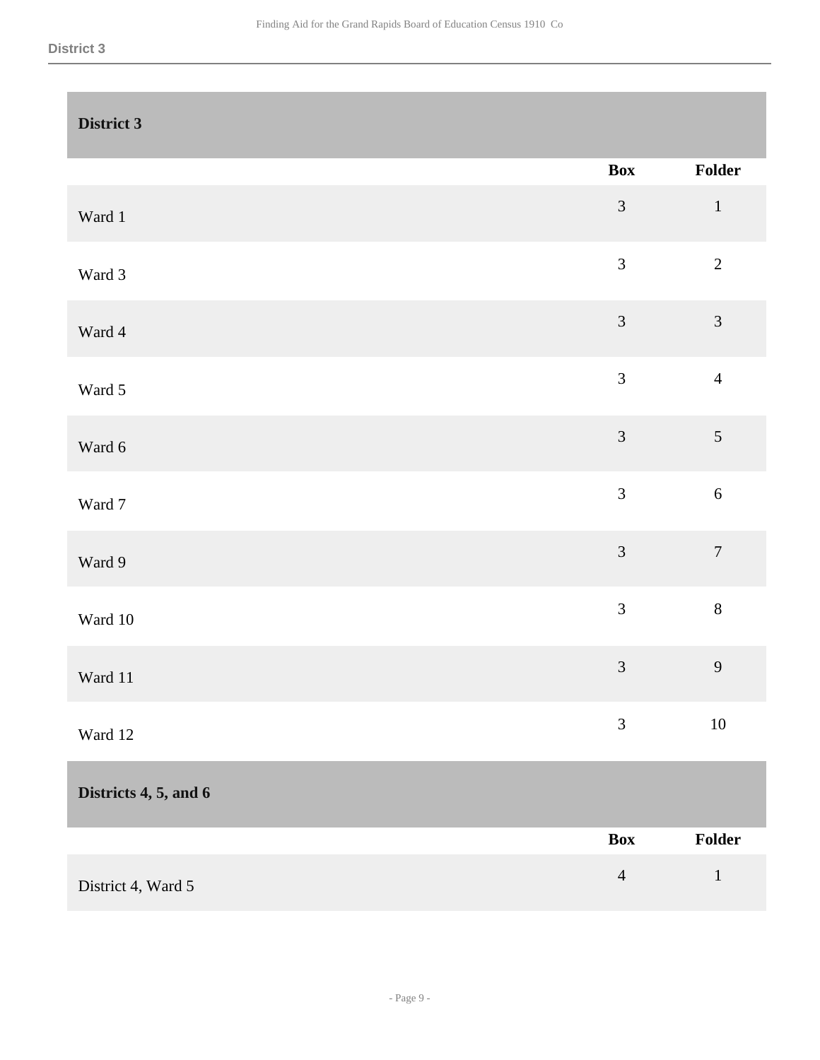## District 3

| | Box | Folder |
|---|---|---|
| Ward 1 | 3 | 1 |
| Ward 3 | 3 | 2 |
| Ward 4 | 3 | 3 |
| Ward 5 | 3 | 4 |
| Ward 6 | 3 | 5 |
| Ward 7 | 3 | 6 |
| Ward 9 | 3 | 7 |
| Ward 10 | 3 | 8 |
| Ward 11 | 3 | 9 |
| Ward 12 | 3 | 10 |

## Districts 4, 5, and 6

| | Box | Folder |
|---|---|---|
| District 4, Ward 5 | 4 | 1 |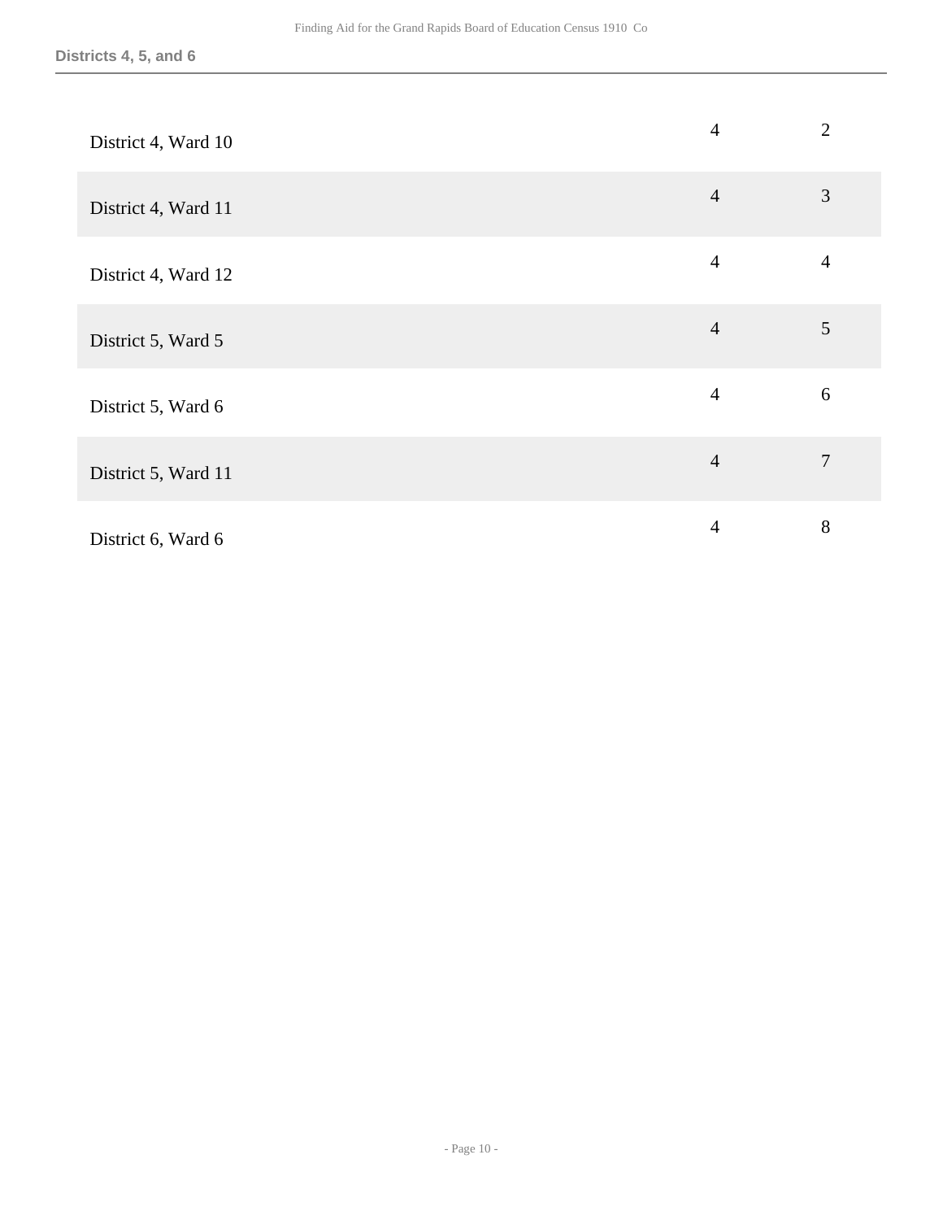| | | |
|---|---|---|
| District 4, Ward 10 | 4 | 2 |
| District 4, Ward 11 | 4 | 3 |
| District 4, Ward 12 | 4 | 4 |
| District 5, Ward 5 | 4 | 5 |
| District 5, Ward 6 | 4 | 6 |
| District 5, Ward 11 | 4 | 7 |
| District 6, Ward 6 | 4 | 8 |